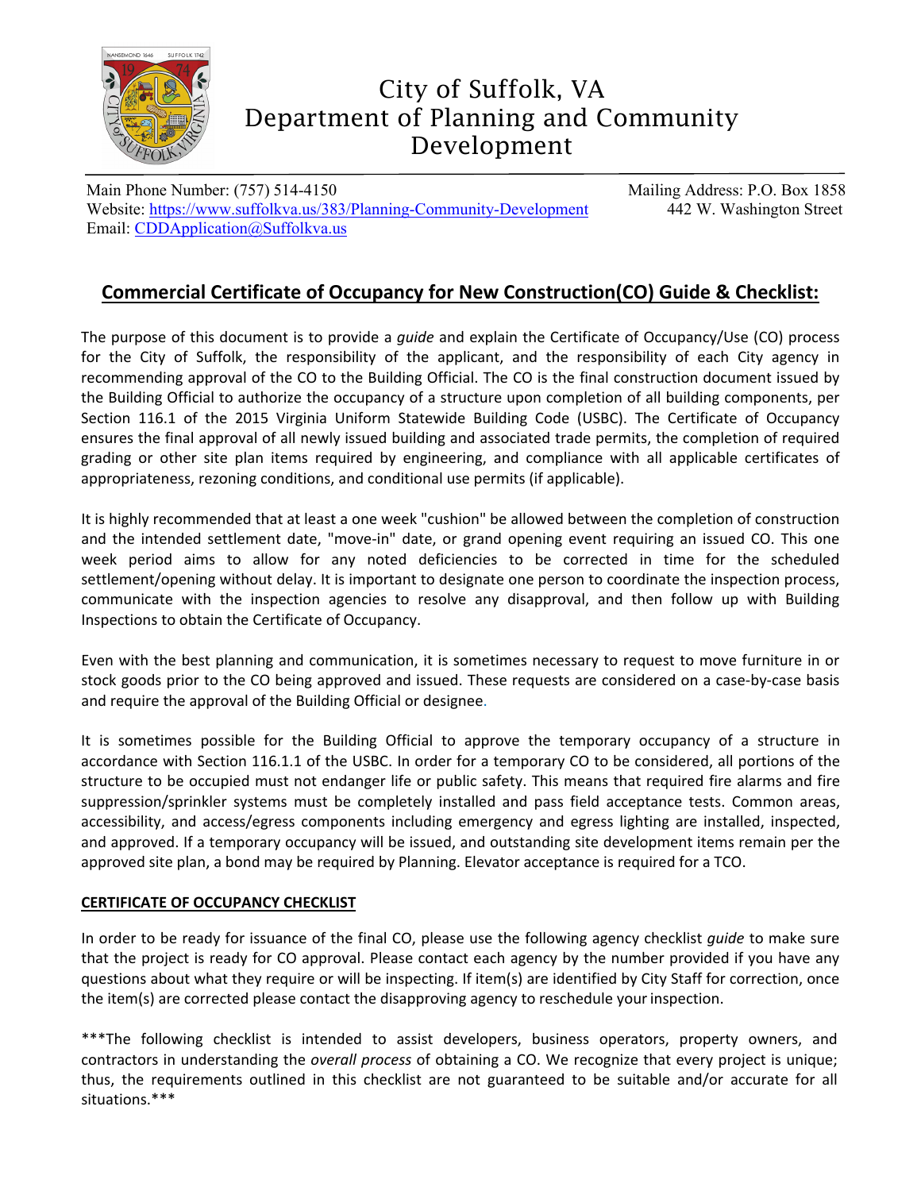# City of Suffolk, VA
# Department of Planning and Community Development

Main Phone Number: (757) 514-4150
Website: https://www.suffolkva.us/383/Planning-Community-Development
Email: CDDApplication@Suffolkva.us

Mailing Address: P.O. Box 1858
442 W. Washington Street

## Commercial Certificate of Occupancy for New Construction(CO) Guide & Checklist:

The purpose of this document is to provide a *guide* and explain the Certificate of Occupancy/Use (CO) process for the City of Suffolk, the responsibility of the applicant, and the responsibility of each City agency in recommending approval of the CO to the Building Official. The CO is the final construction document issued by the Building Official to authorize the occupancy of a structure upon completion of all building components, per Section 116.1 of the 2015 Virginia Uniform Statewide Building Code (USBC). The Certificate of Occupancy ensures the final approval of all newly issued building and associated trade permits, the completion of required grading or other site plan items required by engineering, and compliance with all applicable certificates of appropriateness, rezoning conditions, and conditional use permits (if applicable).

It is highly recommended that at least a one week "cushion" be allowed between the completion of construction and the intended settlement date, "move-in" date, or grand opening event requiring an issued CO. This one week period aims to allow for any noted deficiencies to be corrected in time for the scheduled settlement/opening without delay. It is important to designate one person to coordinate the inspection process, communicate with the inspection agencies to resolve any disapproval, and then follow up with Building Inspections to obtain the Certificate of Occupancy.

Even with the best planning and communication, it is sometimes necessary to request to move furniture in or stock goods prior to the CO being approved and issued. These requests are considered on a case-by-case basis and require the approval of the Building Official or designee.

It is sometimes possible for the Building Official to approve the temporary occupancy of a structure in accordance with Section 116.1.1 of the USBC. In order for a temporary CO to be considered, all portions of the structure to be occupied must not endanger life or public safety. This means that required fire alarms and fire suppression/sprinkler systems must be completely installed and pass field acceptance tests. Common areas, accessibility, and access/egress components including emergency and egress lighting are installed, inspected, and approved. If a temporary occupancy will be issued, and outstanding site development items remain per the approved site plan, a bond may be required by Planning. Elevator acceptance is required for a TCO.

### CERTIFICATE OF OCCUPANCY CHECKLIST

In order to be ready for issuance of the final CO, please use the following agency checklist *guide* to make sure that the project is ready for CO approval. Please contact each agency by the number provided if you have any questions about what they require or will be inspecting. If item(s) are identified by City Staff for correction, once the item(s) are corrected please contact the disapproving agency to reschedule your inspection.

***The following checklist is intended to assist developers, business operators, property owners, and contractors in understanding the *overall process* of obtaining a CO. We recognize that every project is unique; thus, the requirements outlined in this checklist are not guaranteed to be suitable and/or accurate for all situations.***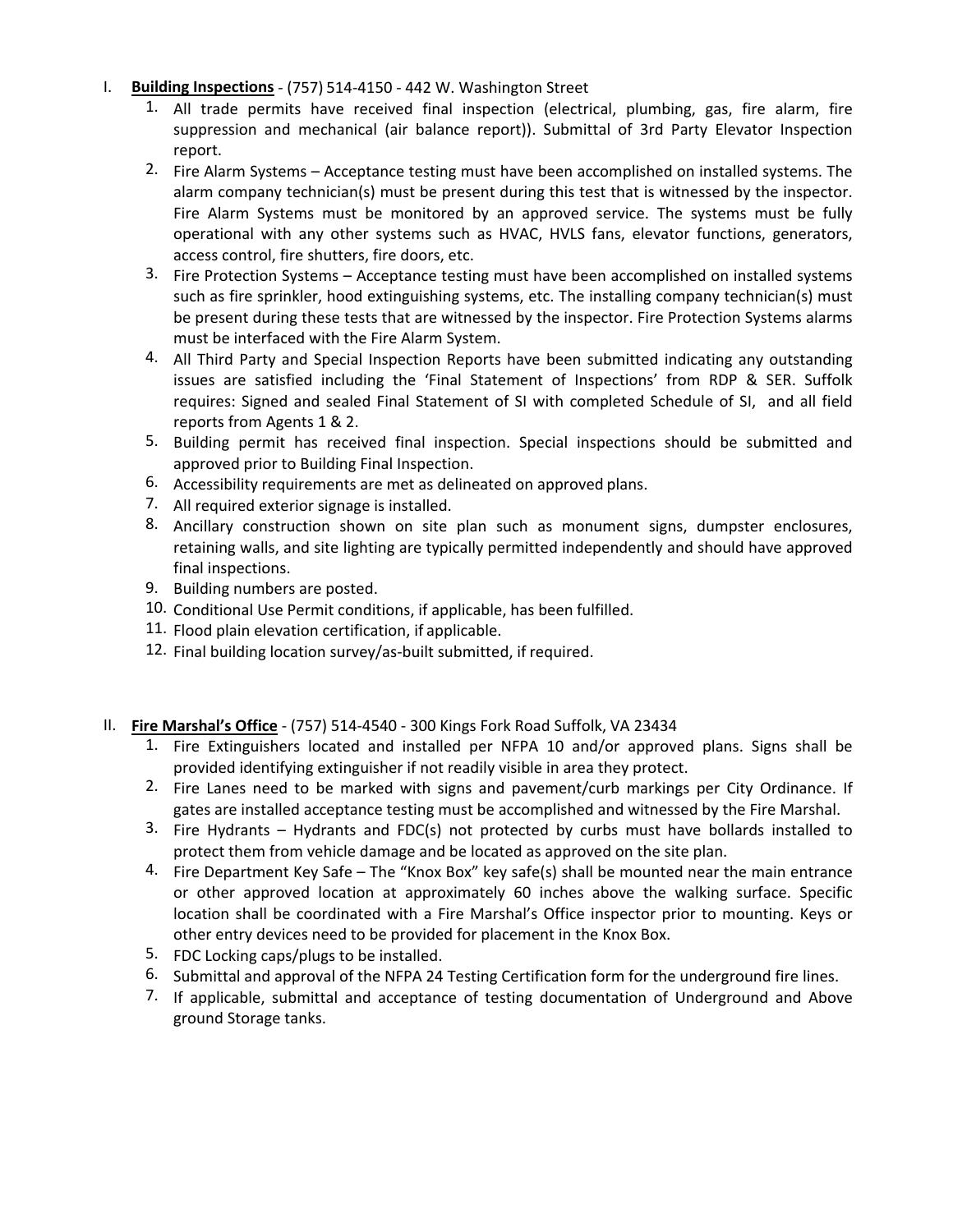I. **Building Inspections** - (757) 514-4150 - 442 W. Washington Street

1. All trade permits have received final inspection (electrical, plumbing, gas, fire alarm, fire suppression and mechanical (air balance report)). Submittal of 3rd Party Elevator Inspection report.
2. Fire Alarm Systems – Acceptance testing must have been accomplished on installed systems. The alarm company technician(s) must be present during this test that is witnessed by the inspector. Fire Alarm Systems must be monitored by an approved service. The systems must be fully operational with any other systems such as HVAC, HVLS fans, elevator functions, generators, access control, fire shutters, fire doors, etc.
3. Fire Protection Systems – Acceptance testing must have been accomplished on installed systems such as fire sprinkler, hood extinguishing systems, etc. The installing company technician(s) must be present during these tests that are witnessed by the inspector. Fire Protection Systems alarms must be interfaced with the Fire Alarm System.
4. All Third Party and Special Inspection Reports have been submitted indicating any outstanding issues are satisfied including the 'Final Statement of Inspections' from RDP & SER. Suffolk requires: Signed and sealed Final Statement of SI with completed Schedule of SI, and all field reports from Agents 1 & 2.
5. Building permit has received final inspection. Special inspections should be submitted and approved prior to Building Final Inspection.
6. Accessibility requirements are met as delineated on approved plans.
7. All required exterior signage is installed.
8. Ancillary construction shown on site plan such as monument signs, dumpster enclosures, retaining walls, and site lighting are typically permitted independently and should have approved final inspections.
9. Building numbers are posted.
10. Conditional Use Permit conditions, if applicable, has been fulfilled.
11. Flood plain elevation certification, if applicable.
12. Final building location survey/as-built submitted, if required.

II. **Fire Marshal's Office** - (757) 514-4540 - 300 Kings Fork Road Suffolk, VA 23434

1. Fire Extinguishers located and installed per NFPA 10 and/or approved plans. Signs shall be provided identifying extinguisher if not readily visible in area they protect.
2. Fire Lanes need to be marked with signs and pavement/curb markings per City Ordinance. If gates are installed acceptance testing must be accomplished and witnessed by the Fire Marshal.
3. Fire Hydrants – Hydrants and FDC(s) not protected by curbs must have bollards installed to protect them from vehicle damage and be located as approved on the site plan.
4. Fire Department Key Safe – The "Knox Box" key safe(s) shall be mounted near the main entrance or other approved location at approximately 60 inches above the walking surface. Specific location shall be coordinated with a Fire Marshal's Office inspector prior to mounting. Keys or other entry devices need to be provided for placement in the Knox Box.
5. FDC Locking caps/plugs to be installed.
6. Submittal and approval of the NFPA 24 Testing Certification form for the underground fire lines.
7. If applicable, submittal and acceptance of testing documentation of Underground and Above ground Storage tanks.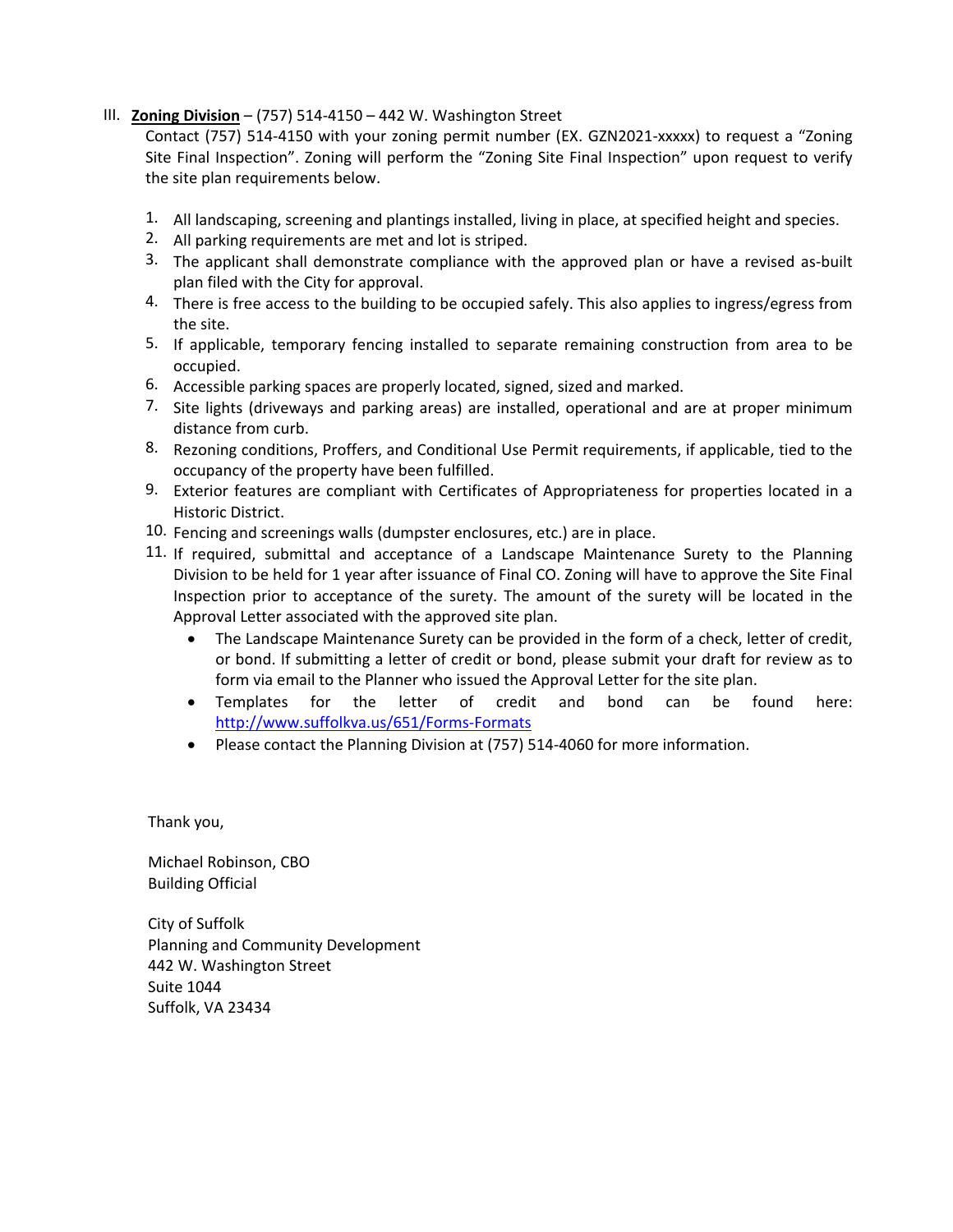III. **Zoning Division** – (757) 514-4150 – 442 W. Washington Street

Contact (757) 514-4150 with your zoning permit number (EX. GZN2021-xxxxx) to request a "Zoning Site Final Inspection". Zoning will perform the "Zoning Site Final Inspection" upon request to verify the site plan requirements below.

1. All landscaping, screening and plantings installed, living in place, at specified height and species.
2. All parking requirements are met and lot is striped.
3. The applicant shall demonstrate compliance with the approved plan or have a revised as-built plan filed with the City for approval.
4. There is free access to the building to be occupied safely. This also applies to ingress/egress from the site.
5. If applicable, temporary fencing installed to separate remaining construction from area to be occupied.
6. Accessible parking spaces are properly located, signed, sized and marked.
7. Site lights (driveways and parking areas) are installed, operational and are at proper minimum distance from curb.
8. Rezoning conditions, Proffers, and Conditional Use Permit requirements, if applicable, tied to the occupancy of the property have been fulfilled.
9. Exterior features are compliant with Certificates of Appropriateness for properties located in a Historic District.
10. Fencing and screenings walls (dumpster enclosures, etc.) are in place.
11. If required, submittal and acceptance of a Landscape Maintenance Surety to the Planning Division to be held for 1 year after issuance of Final CO. Zoning will have to approve the Site Final Inspection prior to acceptance of the surety. The amount of the surety will be located in the Approval Letter associated with the approved site plan.
    - The Landscape Maintenance Surety can be provided in the form of a check, letter of credit, or bond. If submitting a letter of credit or bond, please submit your draft for review as to form via email to the Planner who issued the Approval Letter for the site plan.
    - Templates for the letter of credit and bond can be found here: http://www.suffolkva.us/651/Forms-Formats
    - Please contact the Planning Division at (757) 514-4060 for more information.

Thank you,

Michael Robinson, CBO
Building Official

City of Suffolk
Planning and Community Development
442 W. Washington Street
Suite 1044
Suffolk, VA 23434